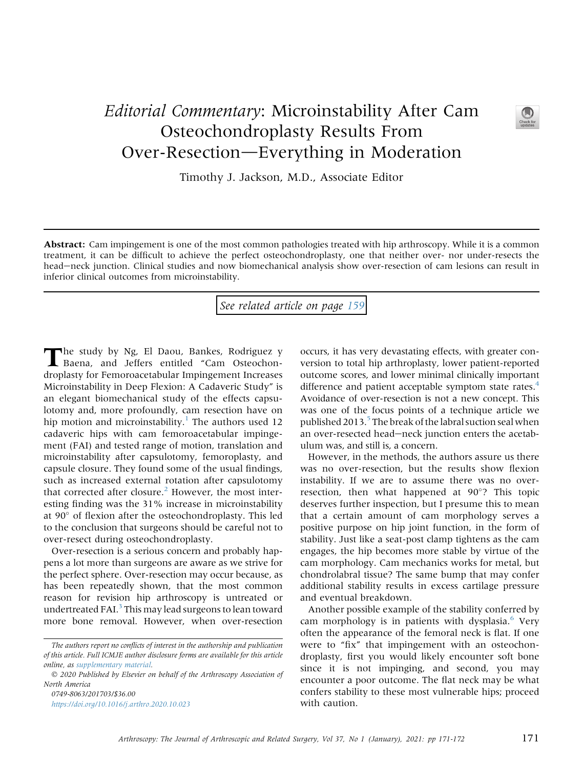# *Editorial Commentary*: Microinstability After Cam Osteochondroplasty Results From Over-Resection—Everything in Moderation

Timothy J. Jackson, M.D., Associate Editor

**Abstract:** Cam impingement is one of the most common pathologies treated with hip arthroscopy. While it is a common treatment, it can be difficult to achieve the perfect osteochondroplasty, one that neither over- nor under-resects the head−neck junction. Clinical studies and now biomechanical analysis show over-resection of cam lesions can result in inferior clinical outcomes from microinstability.

*See related article on page 159*

The study by Ng, El Daou, Bankes, Rodriguez y Baena, and Jeffers entitled "Cam Osteochondroplasty for Femoroacetabular Impingement Increases Microinstability in Deep Flexion: A Cadaveric Study" is an elegant biomechanical study of the effects capsulotomy and, more profoundly, cam resection have on hip motion and microinstability.[1] The authors used 12 cadaveric hips with cam femoroacetabular impingement (FAI) and tested range of motion, translation and microinstability after capsulotomy, femoroplasty, and capsule closure. They found some of the usual findings, such as increased external rotation after capsulotomy that corrected after closure.[2] However, the most interesting finding was the 31% increase in microinstability at 90° of flexion after the osteochondroplasty. This led to the conclusion that surgeons should be careful not to over-resect during osteochondroplasty.

Over-resection is a serious concern and probably happens a lot more than surgeons are aware as we strive for the perfect sphere. Over-resection may occur because, as has been repeatedly shown, that the most common reason for revision hip arthroscopy is untreated or undertreated FAI.[3] This may lead surgeons to lean toward more bone removal. However, when over-resection occurs, it has very devastating effects, with greater conversion to total hip arthroplasty, lower patient-reported outcome scores, and lower minimal clinically important difference and patient acceptable symptom state rates.[4] Avoidance of over-resection is not a new concept. This was one of the focus points of a technique article we published 2013.[5] The break of the labral suction seal when an over-resected head−neck junction enters the acetabulum was, and still is, a concern.

However, in the methods, the authors assure us there was no over-resection, but the results show flexion instability. If we are to assume there was no over-resection, then what happened at 90°? This topic deserves further inspection, but I presume this to mean that a certain amount of cam morphology serves a positive purpose on hip joint function, in the form of stability. Just like a seat-post clamp tightens as the cam engages, the hip becomes more stable by virtue of the cam morphology. Cam mechanics works for metal, but chondrolabral tissue? The same bump that may confer additional stability results in excess cartilage pressure and eventual breakdown.

Another possible example of the stability conferred by cam morphology is in patients with dysplasia.[6] Very often the appearance of the femoral neck is flat. If one were to "fix" that impingement with an osteochondroplasty, first you would likely encounter soft bone since it is not impinging, and second, you may encounter a poor outcome. The flat neck may be what confers stability to these most vulnerable hips; proceed with caution.

*The authors report no conflicts of interest in the authorship and publication of this article. Full ICMJE author disclosure forms are available for this article online, as supplementary material.*

*© 2020 Published by Elsevier on behalf of the Arthroscopy Association of North America*

*0749-8063/201703/$36.00*

*https://doi.org/10.1016/j.arthro.2020.10.023*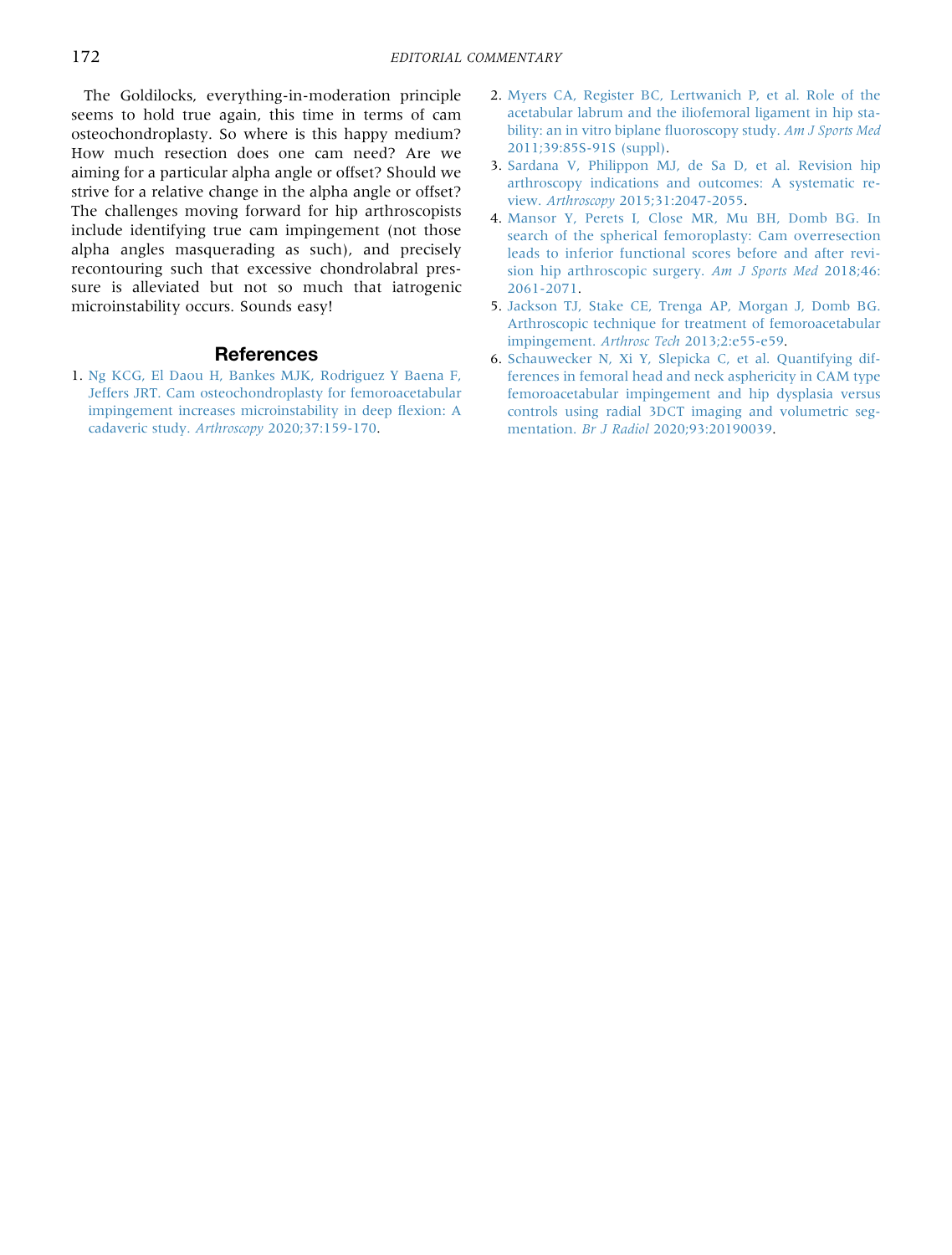The Goldilocks, everything-in-moderation principle seems to hold true again, this time in terms of cam osteochondroplasty. So where is this happy medium? How much resection does one cam need? Are we aiming for a particular alpha angle or offset? Should we strive for a relative change in the alpha angle or offset? The challenges moving forward for hip arthroscopists include identifying true cam impingement (not those alpha angles masquerading as such), and precisely recontouring such that excessive chondrolabral pressure is alleviated but not so much that iatrogenic microinstability occurs. Sounds easy!

## References

1. Ng KCG, El Daou H, Bankes MJK, Rodriguez Y Baena F, Jeffers JRT. Cam osteochondroplasty for femoroacetabular impingement increases microinstability in deep flexion: A cadaveric study. *Arthroscopy* 2020;37:159-170.
2. Myers CA, Register BC, Lertwanich P, et al. Role of the acetabular labrum and the iliofemoral ligament in hip stability: an in vitro biplane fluoroscopy study. *Am J Sports Med* 2011;39:85S-91S (suppl).
3. Sardana V, Philippon MJ, de Sa D, et al. Revision hip arthroscopy indications and outcomes: A systematic review. *Arthroscopy* 2015;31:2047-2055.
4. Mansor Y, Perets I, Close MR, Mu BH, Domb BG. In search of the spherical femoroplasty: Cam overresection leads to inferior functional scores before and after revision hip arthroscopic surgery. *Am J Sports Med* 2018;46:2061-2071.
5. Jackson TJ, Stake CE, Trenga AP, Morgan J, Domb BG. Arthroscopic technique for treatment of femoroacetabular impingement. *Arthrosc Tech* 2013;2:e55-e59.
6. Schauwecker N, Xi Y, Slepicka C, et al. Quantifying differences in femoral head and neck asphericity in CAM type femoroacetabular impingement and hip dysplasia versus controls using radial 3DCT imaging and volumetric segmentation. *Br J Radiol* 2020;93:20190039.